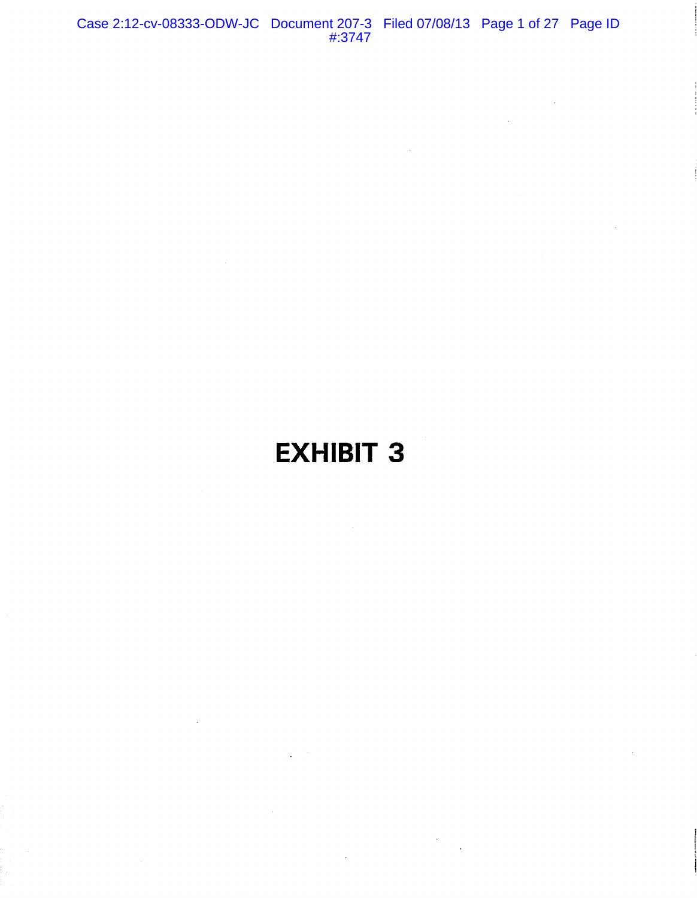# EXHIBIT 3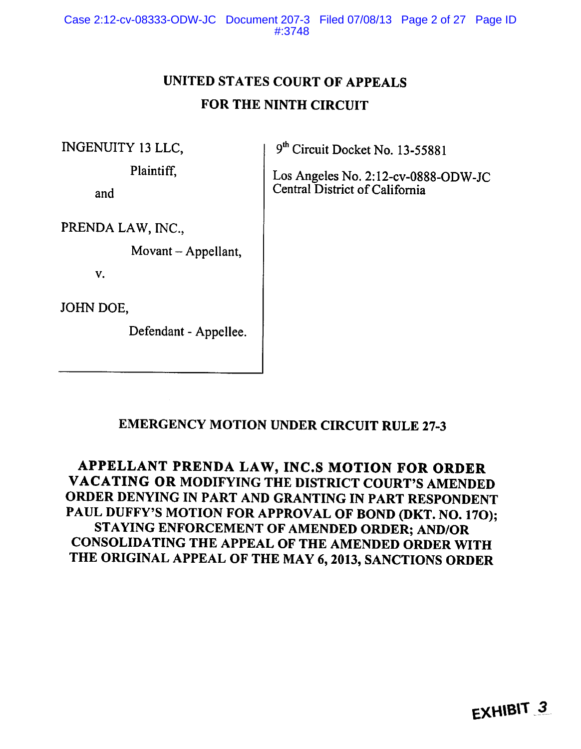# UNITED STATES COURT OF APPEALS
# FOR THE NINTH CIRCUIT

| | |
|---|---|
| INGENUITY 13 LLC,<br>Plaintiff,<br>and<br><br>PRENDA LAW, INC.,<br>Movant – Appellant,<br><br>v.<br><br>JOHN DOE,<br>Defendant - Appellee. | 9[th] Circuit Docket No. 13-55881<br><br>Los Angeles No. 2:12-cv-0888-ODW-JC<br>Central District of California |

## EMERGENCY MOTION UNDER CIRCUIT RULE 27-3

## APPELLANT PRENDA LAW, INC.S MOTION FOR ORDER VACATING OR MODIFYING THE DISTRICT COURT'S AMENDED ORDER DENYING IN PART AND GRANTING IN PART RESPONDENT PAUL DUFFY'S MOTION FOR APPROVAL OF BOND (DKT. NO. 17O); STAYING ENFORCEMENT OF AMENDED ORDER; AND/OR CONSOLIDATING THE APPEAL OF THE AMENDED ORDER WITH THE ORIGINAL APPEAL OF THE MAY 6, 2013, SANCTIONS ORDER

EXHIBIT 3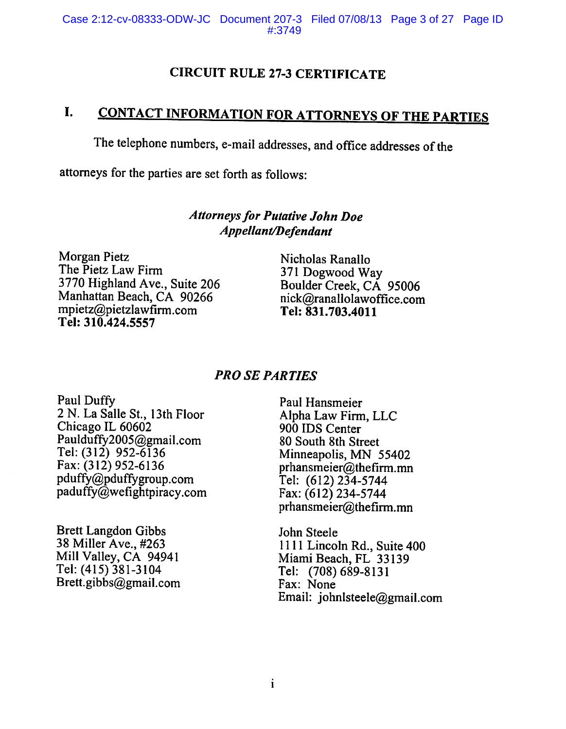## CIRCUIT RULE 27-3 CERTIFICATE

### I. CONTACT INFORMATION FOR ATTORNEYS OF THE PARTIES

The telephone numbers, e-mail addresses, and office addresses of the attorneys for the parties are set forth as follows:

***Attorneys for Putative John Doe Appellant/Defendant***

Morgan Pietz
The Pietz Law Firm
3770 Highland Ave., Suite 206
Manhattan Beach, CA 90266
mpietz@pietzlawfirm.com
**Tel: 310.424.5557**

Nicholas Ranallo
371 Dogwood Way
Boulder Creek, CA 95006
nick@ranallolawoffice.com
**Tel: 831.703.4011**

***PRO SE PARTIES***

Paul Duffy
2 N. La Salle St., 13th Floor
Chicago IL 60602
Paulduffy2005@gmail.com
Tel: (312) 952-6136
Fax: (312) 952-6136
pduffy@pduffygroup.com
paduffy@wefightpiracy.com

Paul Hansmeier
Alpha Law Firm, LLC
900 IDS Center
80 South 8th Street
Minneapolis, MN 55402
prhansmeier@thefirm.mn
Tel: (612) 234-5744
Fax: (612) 234-5744
prhansmeier@thefirm.mn

Brett Langdon Gibbs
38 Miller Ave., #263
Mill Valley, CA 94941
Tel: (415) 381-3104
Brett.gibbs@gmail.com

John Steele
1111 Lincoln Rd., Suite 400
Miami Beach, FL 33139
Tel: (708) 689-8131
Fax: None
Email: johnlsteele@gmail.com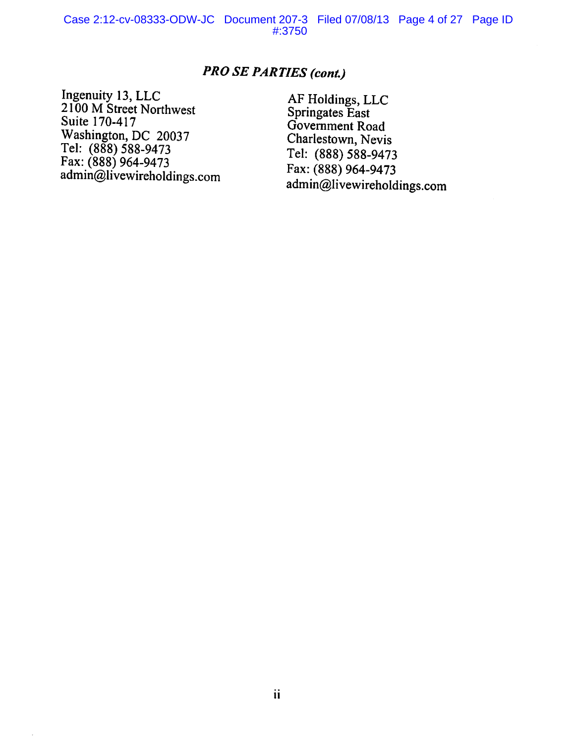### *PRO SE PARTIES (cont.)*

Ingenuity 13, LLC
2100 M Street Northwest
Suite 170-417
Washington, DC 20037
Tel: (888) 588-9473
Fax: (888) 964-9473
admin@livewireholdings.com

AF Holdings, LLC
Springates East
Government Road
Charlestown, Nevis
Tel: (888) 588-9473
Fax: (888) 964-9473
admin@livewireholdings.com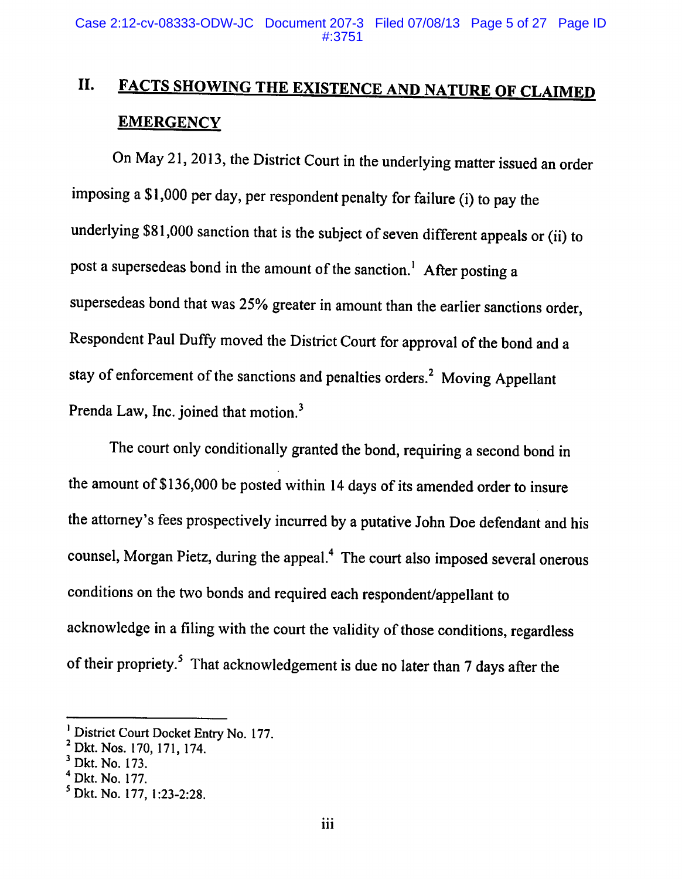## II. FACTS SHOWING THE EXISTENCE AND NATURE OF CLAIMED EMERGENCY

On May 21, 2013, the District Court in the underlying matter issued an order imposing a $1,000 per day, per respondent penalty for failure (i) to pay the underlying $81,000 sanction that is the subject of seven different appeals or (ii) to post a supersedeas bond in the amount of the sanction.[1] After posting a supersedeas bond that was 25% greater in amount than the earlier sanctions order, Respondent Paul Duffy moved the District Court for approval of the bond and a stay of enforcement of the sanctions and penalties orders.[2] Moving Appellant Prenda Law, Inc. joined that motion.[3]

The court only conditionally granted the bond, requiring a second bond in the amount of $136,000 be posted within 14 days of its amended order to insure the attorney's fees prospectively incurred by a putative John Doe defendant and his counsel, Morgan Pietz, during the appeal.[4] The court also imposed several onerous conditions on the two bonds and required each respondent/appellant to acknowledge in a filing with the court the validity of those conditions, regardless of their propriety.[5] That acknowledgement is due no later than 7 days after the

---

[1] District Court Docket Entry No. 177.

[2] Dkt. Nos. 170, 171, 174.

[3] Dkt. No. 173.

[4] Dkt. No. 177.

[5] Dkt. No. 177, 1:23-2:28.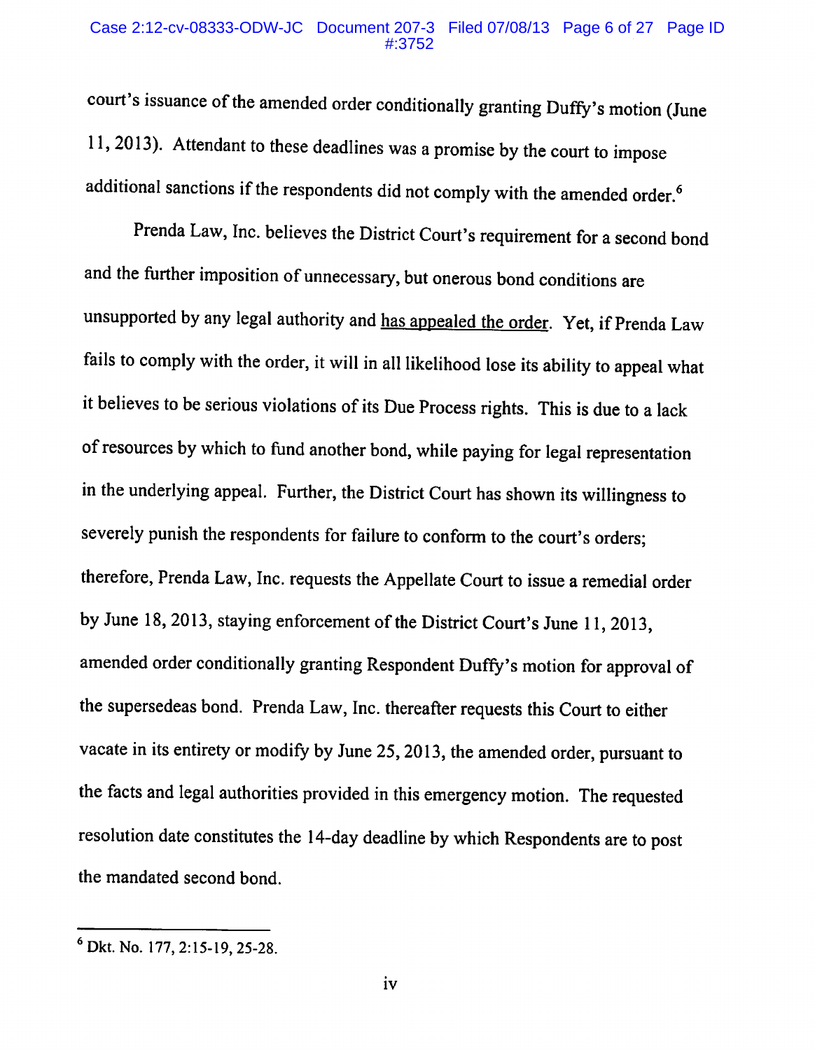court's issuance of the amended order conditionally granting Duffy's motion (June 11, 2013). Attendant to these deadlines was a promise by the court to impose additional sanctions if the respondents did not comply with the amended order.[6]

Prenda Law, Inc. believes the District Court's requirement for a second bond and the further imposition of unnecessary, but onerous bond conditions are unsupported by any legal authority and <u>has appealed the order</u>. Yet, if Prenda Law fails to comply with the order, it will in all likelihood lose its ability to appeal what it believes to be serious violations of its Due Process rights. This is due to a lack of resources by which to fund another bond, while paying for legal representation in the underlying appeal. Further, the District Court has shown its willingness to severely punish the respondents for failure to conform to the court's orders; therefore, Prenda Law, Inc. requests the Appellate Court to issue a remedial order by June 18, 2013, staying enforcement of the District Court's June 11, 2013, amended order conditionally granting Respondent Duffy's motion for approval of the supersedeas bond. Prenda Law, Inc. thereafter requests this Court to either vacate in its entirety or modify by June 25, 2013, the amended order, pursuant to the facts and legal authorities provided in this emergency motion. The requested resolution date constitutes the 14-day deadline by which Respondents are to post the mandated second bond.

---

[6] Dkt. No. 177, 2:15-19, 25-28.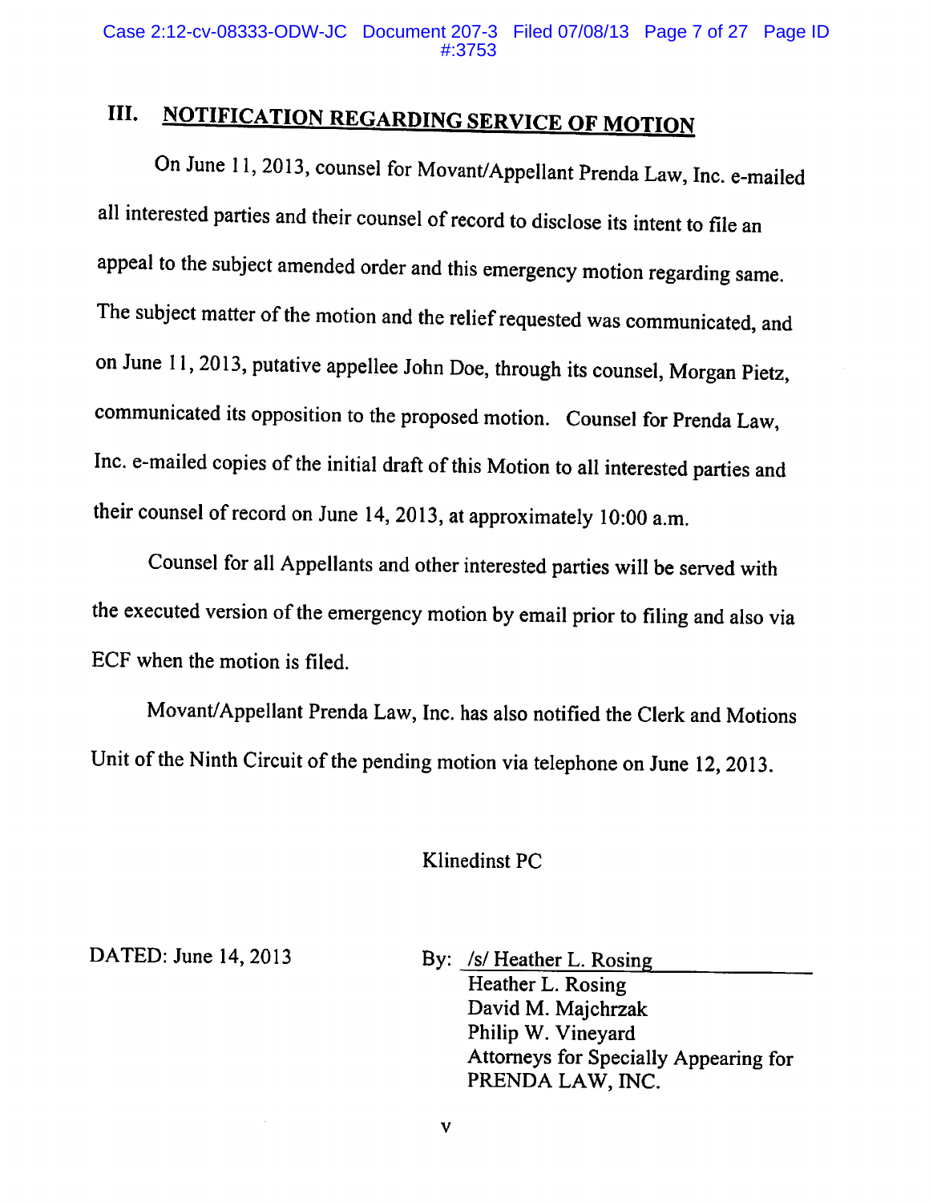## III. NOTIFICATION REGARDING SERVICE OF MOTION

On June 11, 2013, counsel for Movant/Appellant Prenda Law, Inc. e-mailed all interested parties and their counsel of record to disclose its intent to file an appeal to the subject amended order and this emergency motion regarding same. The subject matter of the motion and the relief requested was communicated, and on June 11, 2013, putative appellee John Doe, through its counsel, Morgan Pietz, communicated its opposition to the proposed motion. Counsel for Prenda Law, Inc. e-mailed copies of the initial draft of this Motion to all interested parties and their counsel of record on June 14, 2013, at approximately 10:00 a.m.

Counsel for all Appellants and other interested parties will be served with the executed version of the emergency motion by email prior to filing and also via ECF when the motion is filed.

Movant/Appellant Prenda Law, Inc. has also notified the Clerk and Motions Unit of the Ninth Circuit of the pending motion via telephone on June 12, 2013.

Klinedinst PC

DATED: June 14, 2013

By: /s/ Heather L. Rosing
Heather L. Rosing
David M. Majchrzak
Philip W. Vineyard
Attorneys for Specially Appearing for
PRENDA LAW, INC.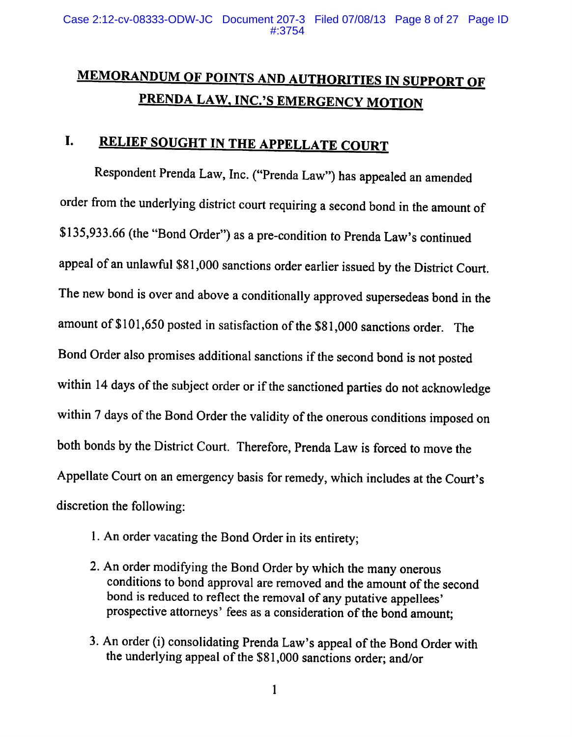# MEMORANDUM OF POINTS AND AUTHORITIES IN SUPPORT OF PRENDA LAW, INC.'S EMERGENCY MOTION

## I. RELIEF SOUGHT IN THE APPELLATE COURT

Respondent Prenda Law, Inc. ("Prenda Law") has appealed an amended order from the underlying district court requiring a second bond in the amount of $135,933.66 (the "Bond Order") as a pre-condition to Prenda Law's continued appeal of an unlawful $81,000 sanctions order earlier issued by the District Court. The new bond is over and above a conditionally approved supersedeas bond in the amount of $101,650 posted in satisfaction of the $81,000 sanctions order. The Bond Order also promises additional sanctions if the second bond is not posted within 14 days of the subject order or if the sanctioned parties do not acknowledge within 7 days of the Bond Order the validity of the onerous conditions imposed on both bonds by the District Court. Therefore, Prenda Law is forced to move the Appellate Court on an emergency basis for remedy, which includes at the Court's discretion the following:

1. An order vacating the Bond Order in its entirety;
2. An order modifying the Bond Order by which the many onerous conditions to bond approval are removed and the amount of the second bond is reduced to reflect the removal of any putative appellees' prospective attorneys' fees as a consideration of the bond amount;
3. An order (i) consolidating Prenda Law's appeal of the Bond Order with the underlying appeal of the $81,000 sanctions order; and/or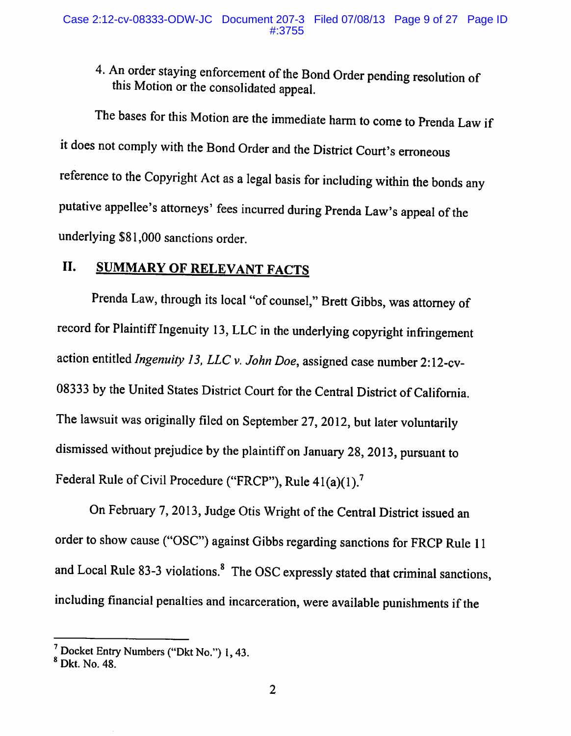4. An order staying enforcement of the Bond Order pending resolution of this Motion or the consolidated appeal.

The bases for this Motion are the immediate harm to come to Prenda Law if it does not comply with the Bond Order and the District Court's erroneous reference to the Copyright Act as a legal basis for including within the bonds any putative appellee's attorneys' fees incurred during Prenda Law's appeal of the underlying $81,000 sanctions order.

## II. SUMMARY OF RELEVANT FACTS

Prenda Law, through its local "of counsel," Brett Gibbs, was attorney of record for Plaintiff Ingenuity 13, LLC in the underlying copyright infringement action entitled *Ingenuity 13, LLC v. John Doe*, assigned case number 2:12-cv-08333 by the United States District Court for the Central District of California. The lawsuit was originally filed on September 27, 2012, but later voluntarily dismissed without prejudice by the plaintiff on January 28, 2013, pursuant to Federal Rule of Civil Procedure ("FRCP"), Rule 41(a)(1).[7]

On February 7, 2013, Judge Otis Wright of the Central District issued an order to show cause ("OSC") against Gibbs regarding sanctions for FRCP Rule 11 and Local Rule 83-3 violations.[8] The OSC expressly stated that criminal sanctions, including financial penalties and incarceration, were available punishments if the

---

[7] Docket Entry Numbers ("Dkt No.") 1, 43.

[8] Dkt. No. 48.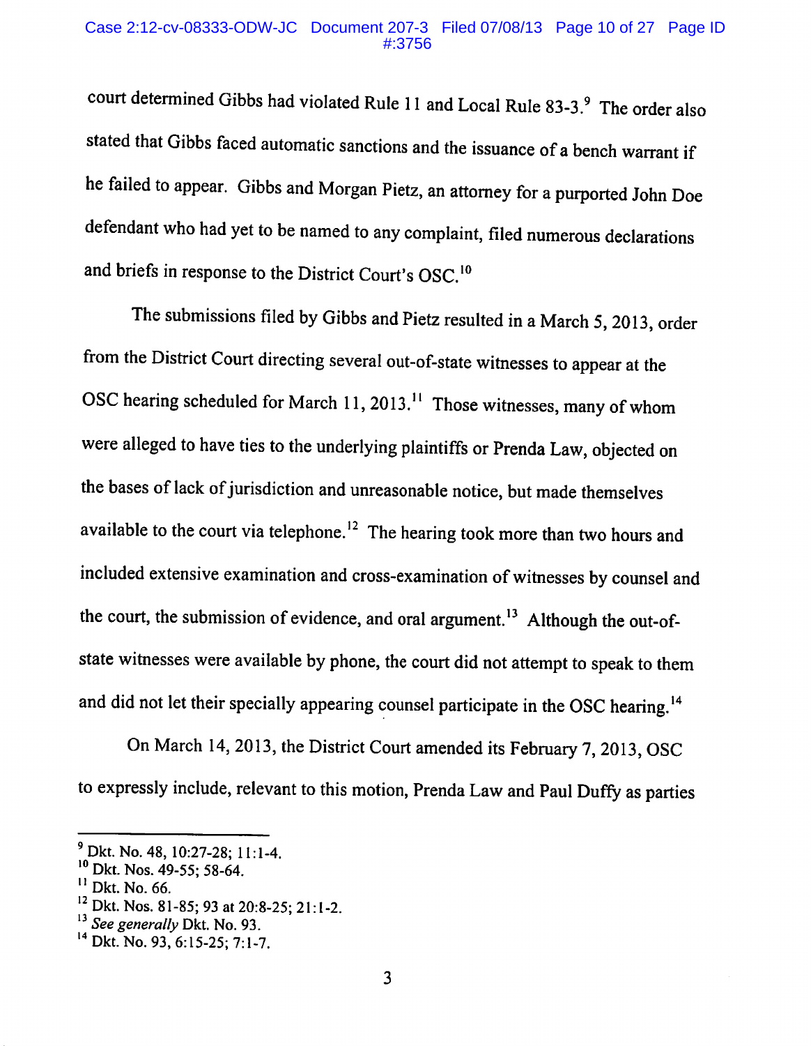court determined Gibbs had violated Rule 11 and Local Rule 83-3.[9] The order also stated that Gibbs faced automatic sanctions and the issuance of a bench warrant if he failed to appear. Gibbs and Morgan Pietz, an attorney for a purported John Doe defendant who had yet to be named to any complaint, filed numerous declarations and briefs in response to the District Court's OSC.[10]

The submissions filed by Gibbs and Pietz resulted in a March 5, 2013, order from the District Court directing several out-of-state witnesses to appear at the OSC hearing scheduled for March 11, 2013.[11] Those witnesses, many of whom were alleged to have ties to the underlying plaintiffs or Prenda Law, objected on the bases of lack of jurisdiction and unreasonable notice, but made themselves available to the court via telephone.[12] The hearing took more than two hours and included extensive examination and cross-examination of witnesses by counsel and the court, the submission of evidence, and oral argument.[13] Although the out-of-state witnesses were available by phone, the court did not attempt to speak to them and did not let their specially appearing counsel participate in the OSC hearing.[14]

On March 14, 2013, the District Court amended its February 7, 2013, OSC to expressly include, relevant to this motion, Prenda Law and Paul Duffy as parties

---

[9] Dkt. No. 48, 10:27-28; 11:1-4.

[10] Dkt. Nos. 49-55; 58-64.

[11] Dkt. No. 66.

[12] Dkt. Nos. 81-85; 93 at 20:8-25; 21:1-2.

[13] *See generally* Dkt. No. 93.

[14] Dkt. No. 93, 6:15-25; 7:1-7.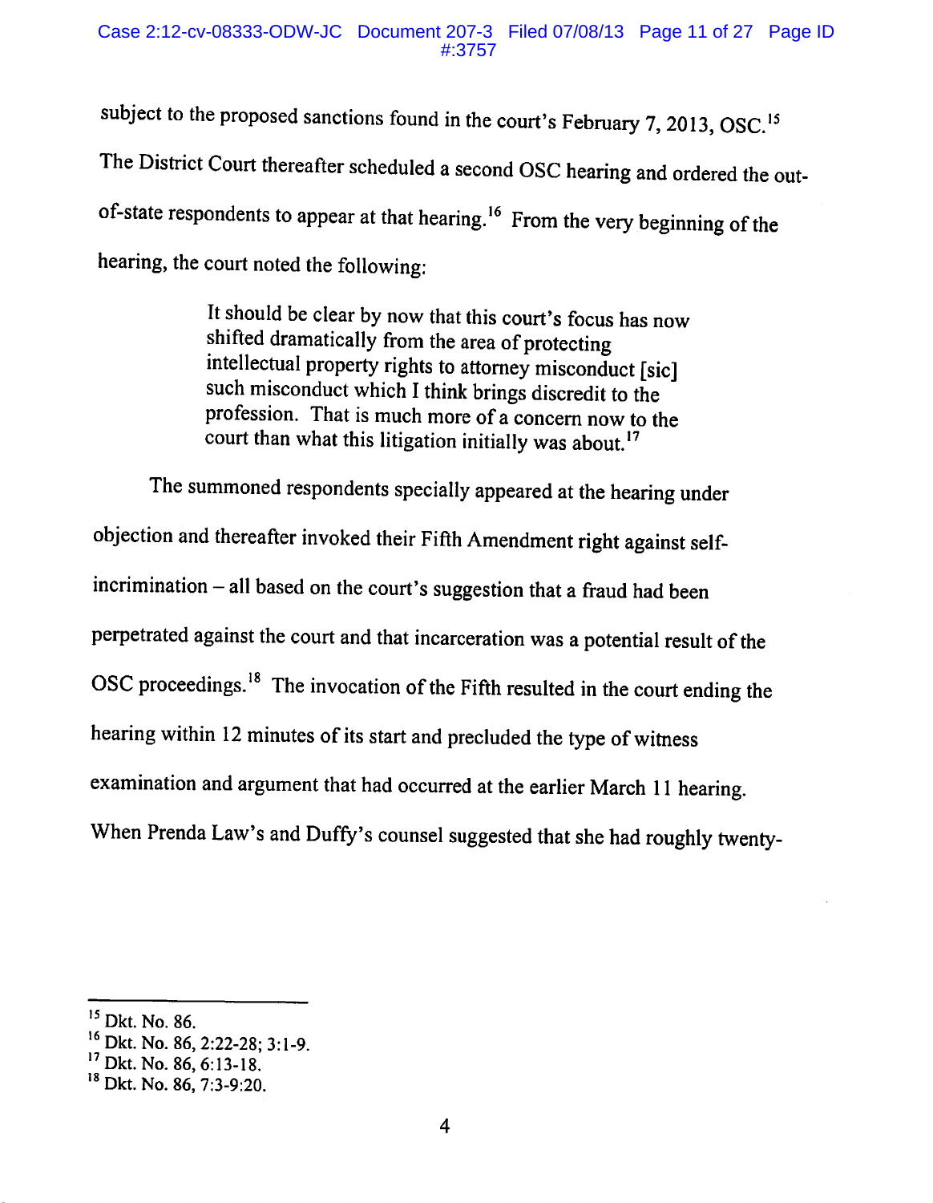subject to the proposed sanctions found in the court's February 7, 2013, OSC.[15] The District Court thereafter scheduled a second OSC hearing and ordered the out-of-state respondents to appear at that hearing.[16] From the very beginning of the hearing, the court noted the following:

> It should be clear by now that this court's focus has now shifted dramatically from the area of protecting intellectual property rights to attorney misconduct [sic] such misconduct which I think brings discredit to the profession. That is much more of a concern now to the court than what this litigation initially was about.[17]

The summoned respondents specially appeared at the hearing under objection and thereafter invoked their Fifth Amendment right against self-incrimination – all based on the court's suggestion that a fraud had been perpetrated against the court and that incarceration was a potential result of the OSC proceedings.[18] The invocation of the Fifth resulted in the court ending the hearing within 12 minutes of its start and precluded the type of witness examination and argument that had occurred at the earlier March 11 hearing. When Prenda Law's and Duffy's counsel suggested that she had roughly twenty-

---

[15] Dkt. No. 86.

[16] Dkt. No. 86, 2:22-28; 3:1-9.

[17] Dkt. No. 86, 6:13-18.

[18] Dkt. No. 86, 7:3-9:20.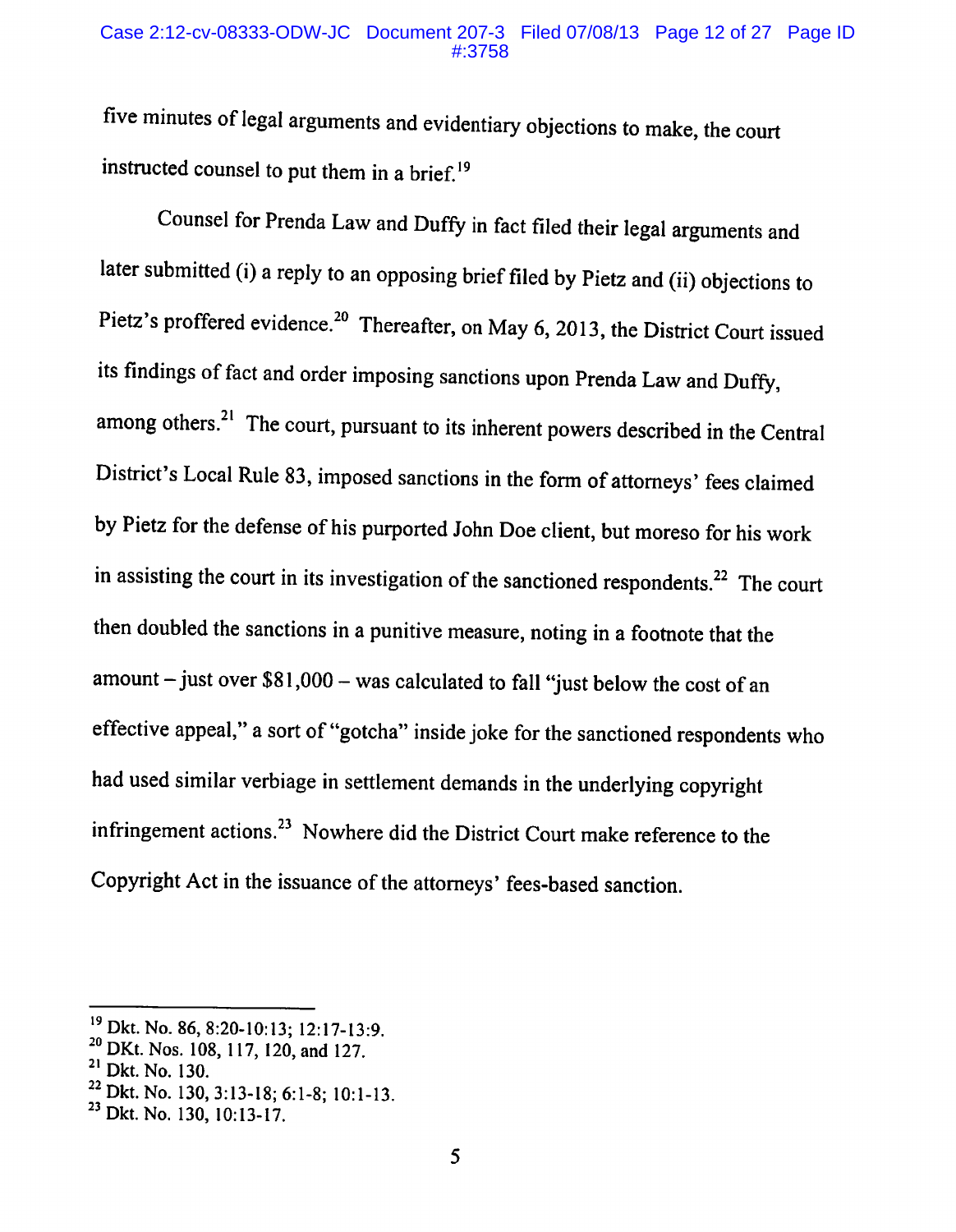five minutes of legal arguments and evidentiary objections to make, the court instructed counsel to put them in a brief.[19]

Counsel for Prenda Law and Duffy in fact filed their legal arguments and later submitted (i) a reply to an opposing brief filed by Pietz and (ii) objections to Pietz's proffered evidence.[20] Thereafter, on May 6, 2013, the District Court issued its findings of fact and order imposing sanctions upon Prenda Law and Duffy, among others.[21] The court, pursuant to its inherent powers described in the Central District's Local Rule 83, imposed sanctions in the form of attorneys' fees claimed by Pietz for the defense of his purported John Doe client, but moreso for his work in assisting the court in its investigation of the sanctioned respondents.[22] The court then doubled the sanctions in a punitive measure, noting in a footnote that the amount – just over $81,000 – was calculated to fall "just below the cost of an effective appeal," a sort of "gotcha" inside joke for the sanctioned respondents who had used similar verbiage in settlement demands in the underlying copyright infringement actions.[23] Nowhere did the District Court make reference to the Copyright Act in the issuance of the attorneys' fees-based sanction.

---

[19] Dkt. No. 86, 8:20-10:13; 12:17-13:9.
[20] DKt. Nos. 108, 117, 120, and 127.
[21] Dkt. No. 130.
[22] Dkt. No. 130, 3:13-18; 6:1-8; 10:1-13.
[23] Dkt. No. 130, 10:13-17.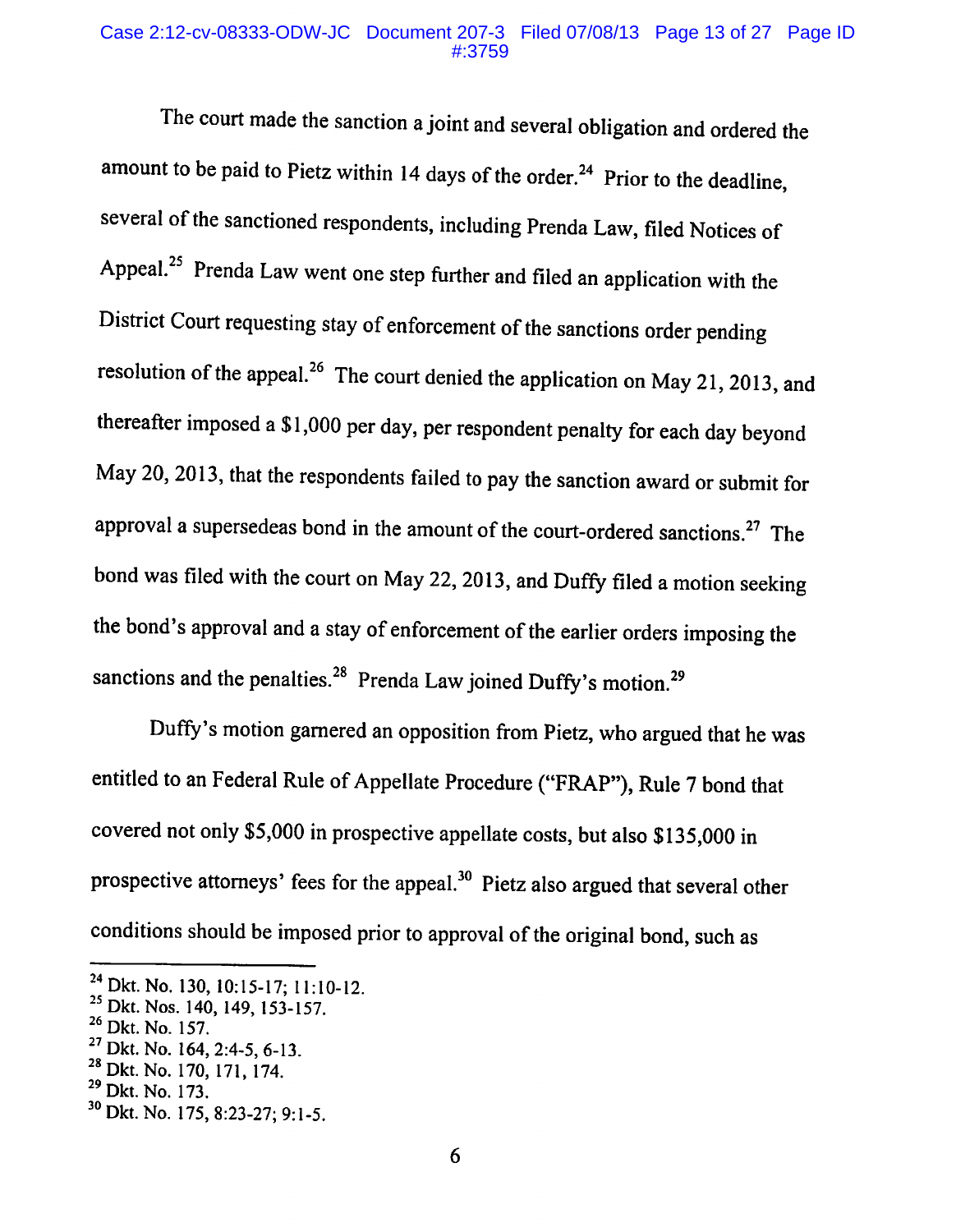The court made the sanction a joint and several obligation and ordered the amount to be paid to Pietz within 14 days of the order.[24] Prior to the deadline, several of the sanctioned respondents, including Prenda Law, filed Notices of Appeal.[25] Prenda Law went one step further and filed an application with the District Court requesting stay of enforcement of the sanctions order pending resolution of the appeal.[26] The court denied the application on May 21, 2013, and thereafter imposed a $1,000 per day, per respondent penalty for each day beyond May 20, 2013, that the respondents failed to pay the sanction award or submit for approval a supersedeas bond in the amount of the court-ordered sanctions.[27] The bond was filed with the court on May 22, 2013, and Duffy filed a motion seeking the bond's approval and a stay of enforcement of the earlier orders imposing the sanctions and the penalties.[28] Prenda Law joined Duffy's motion.[29]

Duffy's motion garnered an opposition from Pietz, who argued that he was entitled to an Federal Rule of Appellate Procedure ("FRAP"), Rule 7 bond that covered not only $5,000 in prospective appellate costs, but also $135,000 in prospective attorneys' fees for the appeal.[30] Pietz also argued that several other conditions should be imposed prior to approval of the original bond, such as

---

[24] Dkt. No. 130, 10:15-17; 11:10-12.
[25] Dkt. Nos. 140, 149, 153-157.
[26] Dkt. No. 157.
[27] Dkt. No. 164, 2:4-5, 6-13.
[28] Dkt. No. 170, 171, 174.
[29] Dkt. No. 173.
[30] Dkt. No. 175, 8:23-27; 9:1-5.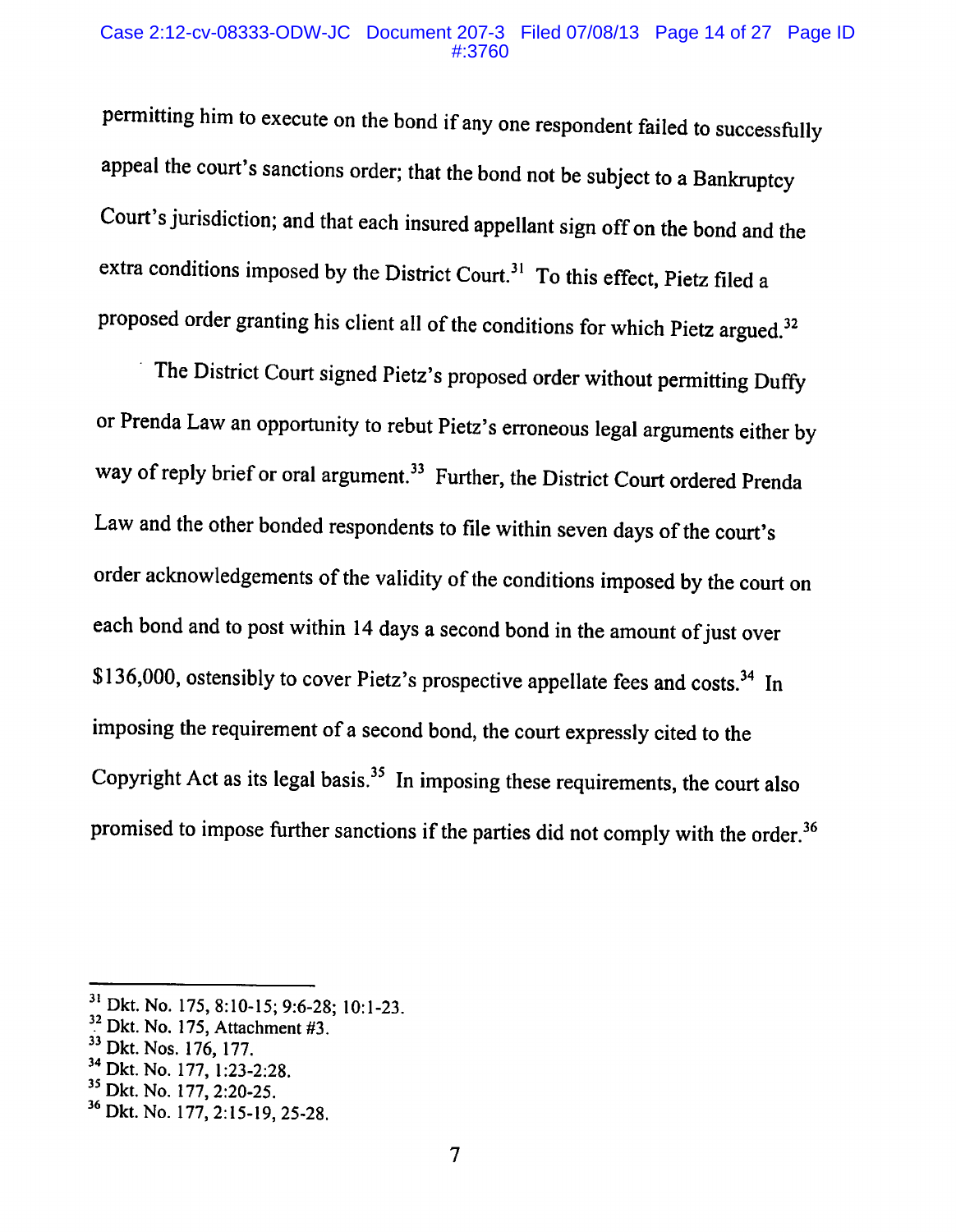permitting him to execute on the bond if any one respondent failed to successfully appeal the court's sanctions order; that the bond not be subject to a Bankruptcy Court's jurisdiction; and that each insured appellant sign off on the bond and the extra conditions imposed by the District Court.[31] To this effect, Pietz filed a proposed order granting his client all of the conditions for which Pietz argued.[32]

The District Court signed Pietz's proposed order without permitting Duffy or Prenda Law an opportunity to rebut Pietz's erroneous legal arguments either by way of reply brief or oral argument.[33] Further, the District Court ordered Prenda Law and the other bonded respondents to file within seven days of the court's order acknowledgements of the validity of the conditions imposed by the court on each bond and to post within 14 days a second bond in the amount of just over $136,000, ostensibly to cover Pietz's prospective appellate fees and costs.[34] In imposing the requirement of a second bond, the court expressly cited to the Copyright Act as its legal basis.[35] In imposing these requirements, the court also promised to impose further sanctions if the parties did not comply with the order.[36]

---

[31] Dkt. No. 175, 8:10-15; 9:6-28; 10:1-23.
[32] Dkt. No. 175, Attachment #3.
[33] Dkt. Nos. 176, 177.
[34] Dkt. No. 177, 1:23-2:28.
[35] Dkt. No. 177, 2:20-25.
[36] Dkt. No. 177, 2:15-19, 25-28.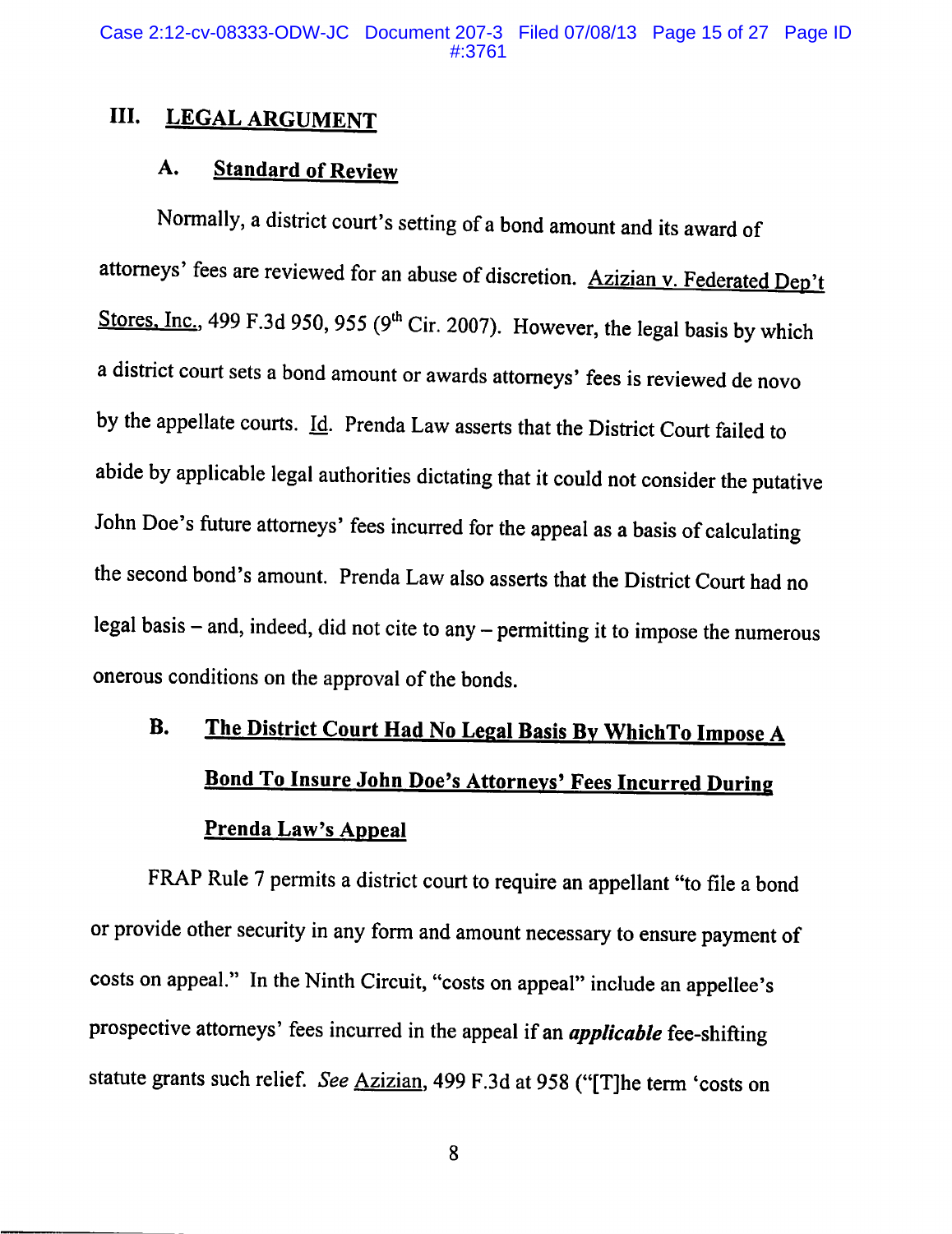## III. LEGAL ARGUMENT

### A. Standard of Review

Normally, a district court's setting of a bond amount and its award of attorneys' fees are reviewed for an abuse of discretion. Azizian v. Federated Dep't Stores, Inc., 499 F.3d 950, 955 (9th Cir. 2007). However, the legal basis by which a district court sets a bond amount or awards attorneys' fees is reviewed de novo by the appellate courts. Id. Prenda Law asserts that the District Court failed to abide by applicable legal authorities dictating that it could not consider the putative John Doe's future attorneys' fees incurred for the appeal as a basis of calculating the second bond's amount. Prenda Law also asserts that the District Court had no legal basis – and, indeed, did not cite to any – permitting it to impose the numerous onerous conditions on the approval of the bonds.

### B. The District Court Had No Legal Basis By WhichTo Impose A Bond To Insure John Doe's Attorneys' Fees Incurred During Prenda Law's Appeal

FRAP Rule 7 permits a district court to require an appellant "to file a bond or provide other security in any form and amount necessary to ensure payment of costs on appeal." In the Ninth Circuit, "costs on appeal" include an appellee's prospective attorneys' fees incurred in the appeal if an ***applicable*** fee-shifting statute grants such relief. *See* Azizian, 499 F.3d at 958 ("[T]he term 'costs on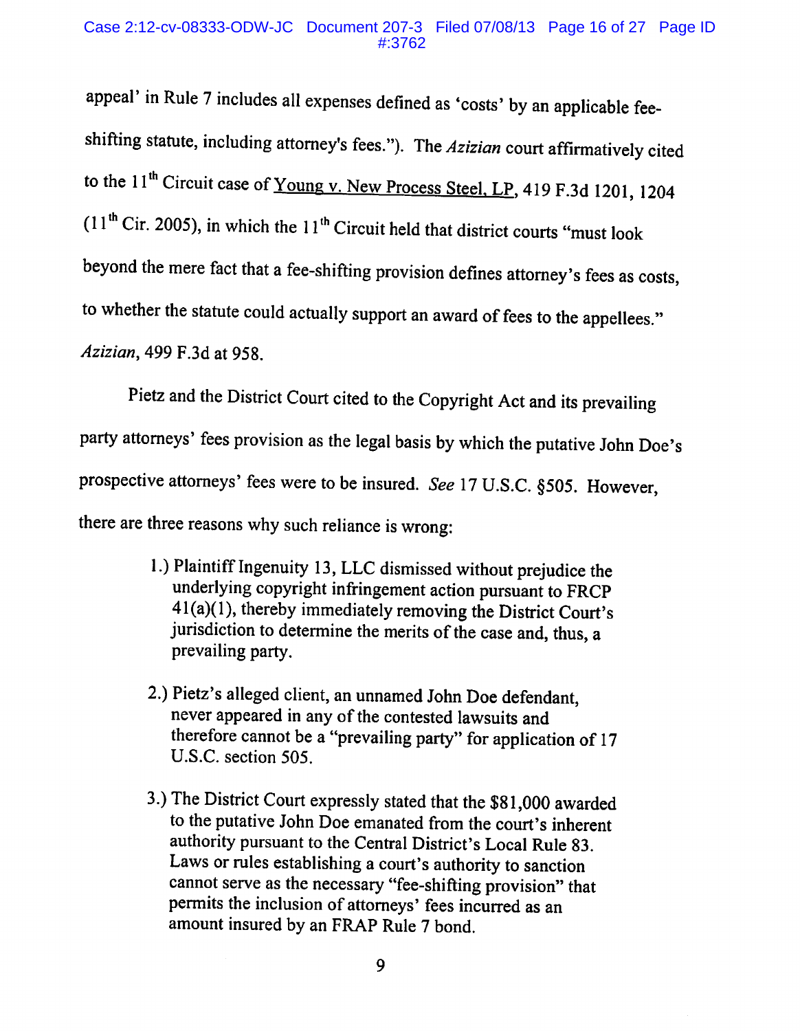appeal' in Rule 7 includes all expenses defined as 'costs' by an applicable fee-shifting statute, including attorney's fees."). The *Azizian* court affirmatively cited to the 11th Circuit case of Young v. New Process Steel, LP, 419 F.3d 1201, 1204 (11th Cir. 2005), in which the 11th Circuit held that district courts "must look beyond the mere fact that a fee-shifting provision defines attorney's fees as costs, to whether the statute could actually support an award of fees to the appellees." *Azizian*, 499 F.3d at 958.

Pietz and the District Court cited to the Copyright Act and its prevailing party attorneys' fees provision as the legal basis by which the putative John Doe's prospective attorneys' fees were to be insured. *See* 17 U.S.C. §505. However, there are three reasons why such reliance is wrong:

1.) Plaintiff Ingenuity 13, LLC dismissed without prejudice the underlying copyright infringement action pursuant to FRCP 41(a)(1), thereby immediately removing the District Court's jurisdiction to determine the merits of the case and, thus, a prevailing party.

2.) Pietz's alleged client, an unnamed John Doe defendant, never appeared in any of the contested lawsuits and therefore cannot be a "prevailing party" for application of 17 U.S.C. section 505.

3.) The District Court expressly stated that the $81,000 awarded to the putative John Doe emanated from the court's inherent authority pursuant to the Central District's Local Rule 83. Laws or rules establishing a court's authority to sanction cannot serve as the necessary "fee-shifting provision" that permits the inclusion of attorneys' fees incurred as an amount insured by an FRAP Rule 7 bond.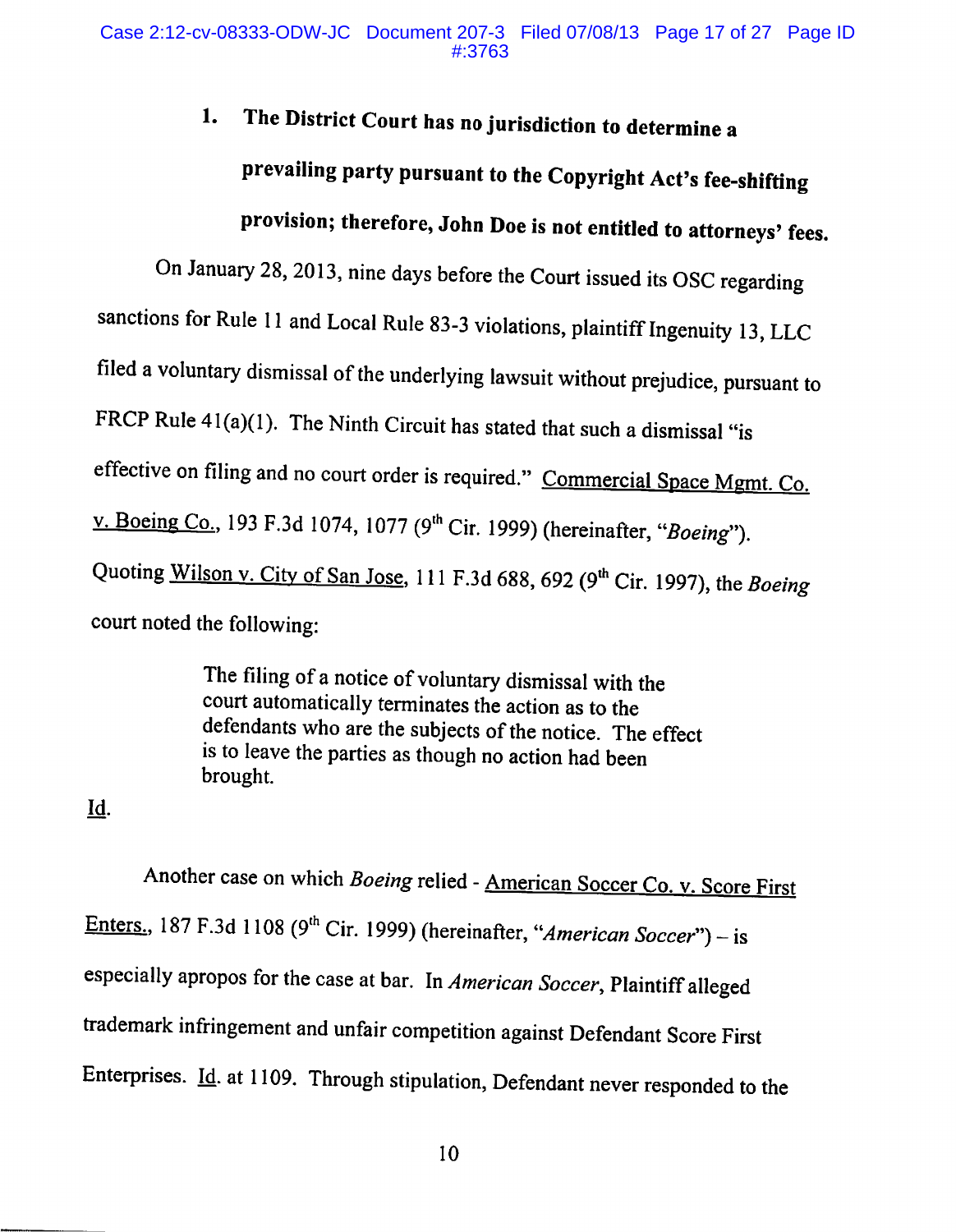### 1. The District Court has no jurisdiction to determine a prevailing party pursuant to the Copyright Act's fee-shifting provision; therefore, John Doe is not entitled to attorneys' fees.

On January 28, 2013, nine days before the Court issued its OSC regarding sanctions for Rule 11 and Local Rule 83-3 violations, plaintiff Ingenuity 13, LLC filed a voluntary dismissal of the underlying lawsuit without prejudice, pursuant to FRCP Rule 41(a)(1). The Ninth Circuit has stated that such a dismissal "is effective on filing and no court order is required." Commercial Space Mgmt. Co. v. Boeing Co., 193 F.3d 1074, 1077 (9th Cir. 1999) (hereinafter, "*Boeing*"). Quoting Wilson v. City of San Jose, 111 F.3d 688, 692 (9th Cir. 1997), the *Boeing* court noted the following:

> The filing of a notice of voluntary dismissal with the court automatically terminates the action as to the defendants who are the subjects of the notice. The effect is to leave the parties as though no action had been brought.

Id.

Another case on which *Boeing* relied - American Soccer Co. v. Score First Enters., 187 F.3d 1108 (9th Cir. 1999) (hereinafter, "*American Soccer*") – is especially apropos for the case at bar. In *American Soccer*, Plaintiff alleged trademark infringement and unfair competition against Defendant Score First Enterprises. Id. at 1109. Through stipulation, Defendant never responded to the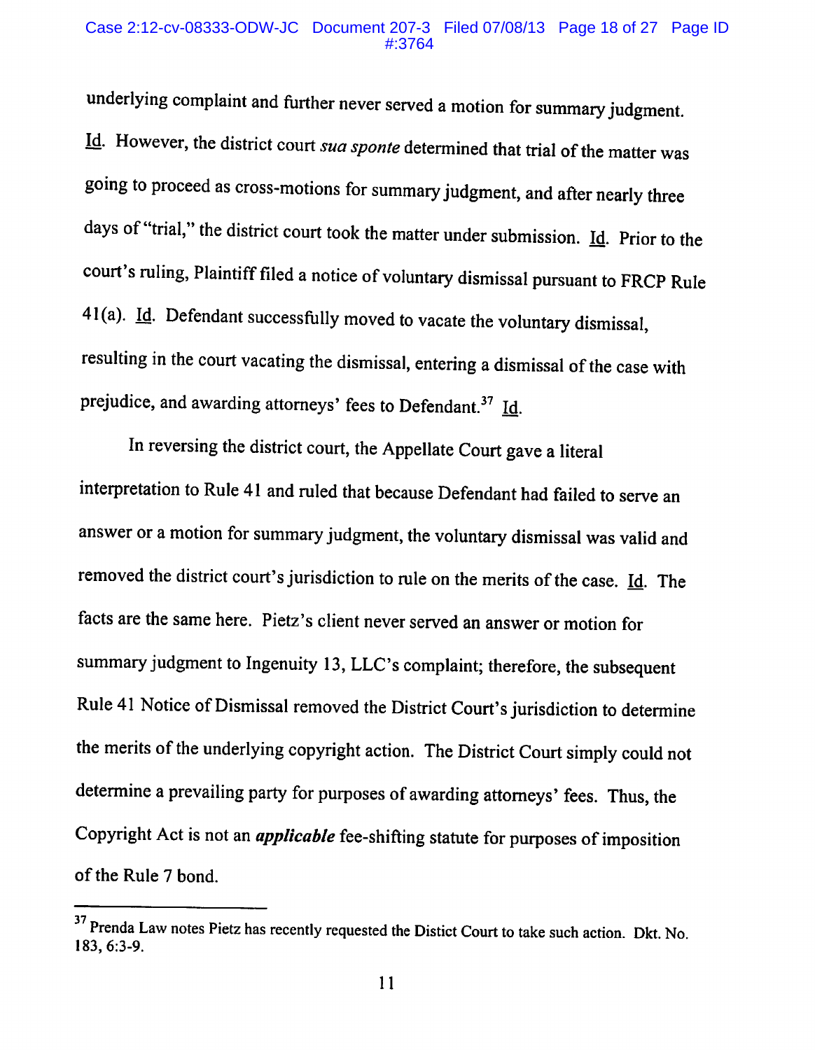underlying complaint and further never served a motion for summary judgment. Id. However, the district court *sua sponte* determined that trial of the matter was going to proceed as cross-motions for summary judgment, and after nearly three days of "trial," the district court took the matter under submission. Id. Prior to the court's ruling, Plaintiff filed a notice of voluntary dismissal pursuant to FRCP Rule 41(a). Id. Defendant successfully moved to vacate the voluntary dismissal, resulting in the court vacating the dismissal, entering a dismissal of the case with prejudice, and awarding attorneys' fees to Defendant.[37] Id.

In reversing the district court, the Appellate Court gave a literal interpretation to Rule 41 and ruled that because Defendant had failed to serve an answer or a motion for summary judgment, the voluntary dismissal was valid and removed the district court's jurisdiction to rule on the merits of the case. Id. The facts are the same here. Pietz's client never served an answer or motion for summary judgment to Ingenuity 13, LLC's complaint; therefore, the subsequent Rule 41 Notice of Dismissal removed the District Court's jurisdiction to determine the merits of the underlying copyright action. The District Court simply could not determine a prevailing party for purposes of awarding attorneys' fees. Thus, the Copyright Act is not an ***applicable*** fee-shifting statute for purposes of imposition of the Rule 7 bond.

---

[37] Prenda Law notes Pietz has recently requested the Distict Court to take such action. Dkt. No. 183, 6:3-9.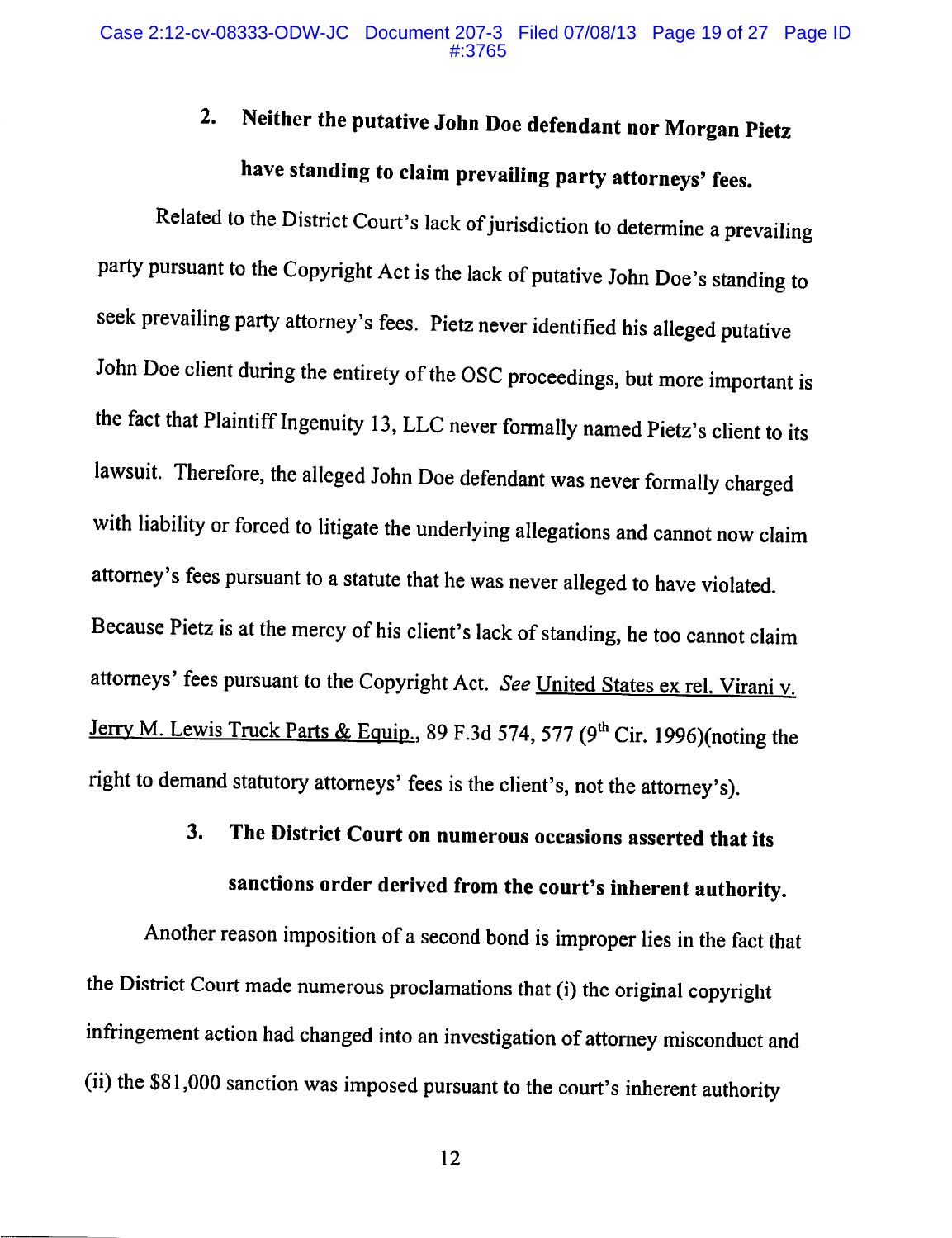### 2. Neither the putative John Doe defendant nor Morgan Pietz have standing to claim prevailing party attorneys' fees.

Related to the District Court's lack of jurisdiction to determine a prevailing party pursuant to the Copyright Act is the lack of putative John Doe's standing to seek prevailing party attorney's fees. Pietz never identified his alleged putative John Doe client during the entirety of the OSC proceedings, but more important is the fact that Plaintiff Ingenuity 13, LLC never formally named Pietz's client to its lawsuit. Therefore, the alleged John Doe defendant was never formally charged with liability or forced to litigate the underlying allegations and cannot now claim attorney's fees pursuant to a statute that he was never alleged to have violated. Because Pietz is at the mercy of his client's lack of standing, he too cannot claim attorneys' fees pursuant to the Copyright Act. *See* United States ex rel. Virani v. Jerry M. Lewis Truck Parts & Equip., 89 F.3d 574, 577 (9th Cir. 1996)(noting the right to demand statutory attorneys' fees is the client's, not the attorney's).

### 3. The District Court on numerous occasions asserted that its sanctions order derived from the court's inherent authority.

Another reason imposition of a second bond is improper lies in the fact that the District Court made numerous proclamations that (i) the original copyright infringement action had changed into an investigation of attorney misconduct and (ii) the $81,000 sanction was imposed pursuant to the court's inherent authority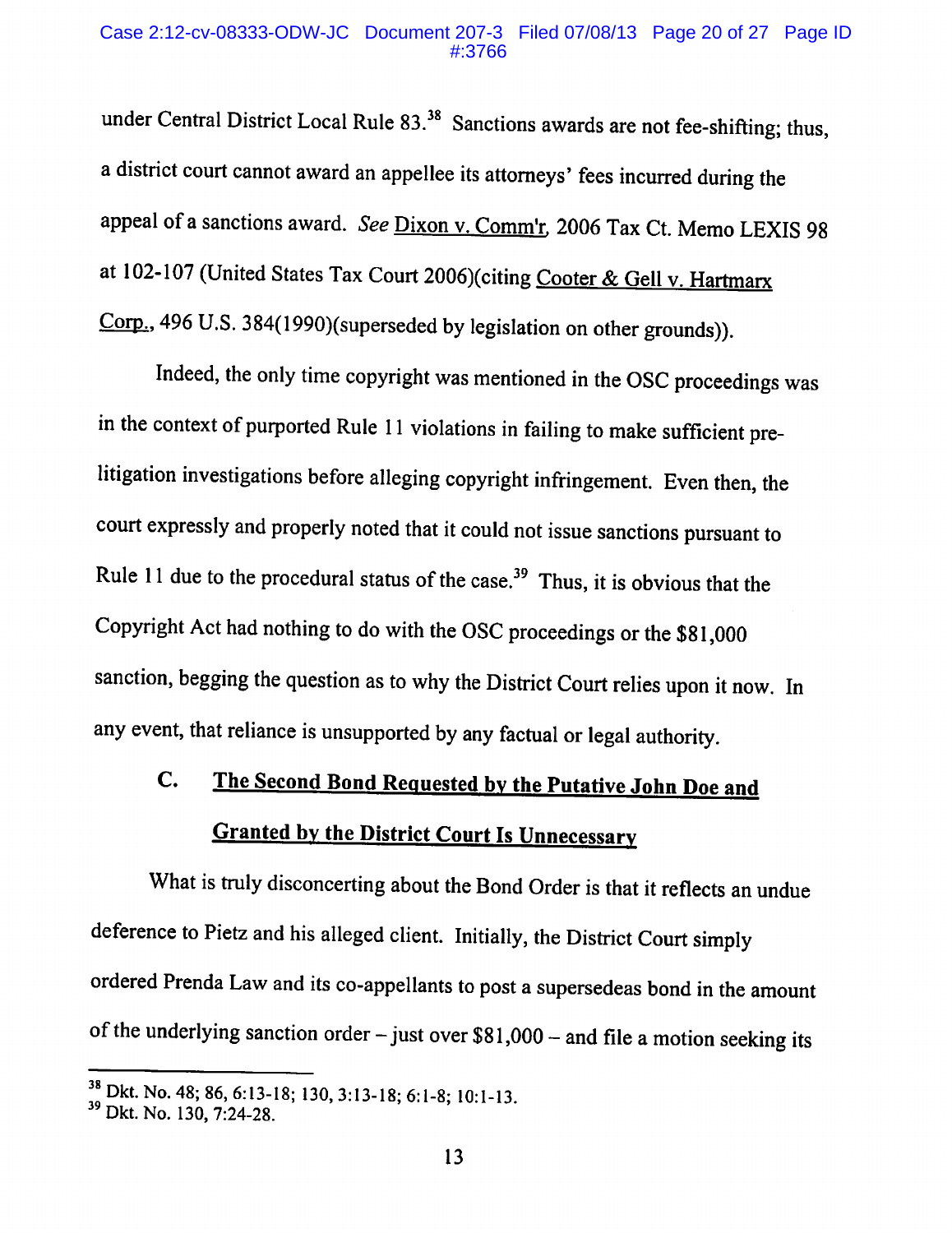under Central District Local Rule 83.[38] Sanctions awards are not fee-shifting; thus, a district court cannot award an appellee its attorneys' fees incurred during the appeal of a sanctions award. *See* Dixon v. Comm'r, 2006 Tax Ct. Memo LEXIS 98 at 102-107 (United States Tax Court 2006)(citing Cooter & Gell v. Hartmarx Corp., 496 U.S. 384(1990)(superseded by legislation on other grounds)).

Indeed, the only time copyright was mentioned in the OSC proceedings was in the context of purported Rule 11 violations in failing to make sufficient pre-litigation investigations before alleging copyright infringement. Even then, the court expressly and properly noted that it could not issue sanctions pursuant to Rule 11 due to the procedural status of the case.[39] Thus, it is obvious that the Copyright Act had nothing to do with the OSC proceedings or the $81,000 sanction, begging the question as to why the District Court relies upon it now. In any event, that reliance is unsupported by any factual or legal authority.

### C. The Second Bond Requested by the Putative John Doe and Granted by the District Court Is Unnecessary

What is truly disconcerting about the Bond Order is that it reflects an undue deference to Pietz and his alleged client. Initially, the District Court simply ordered Prenda Law and its co-appellants to post a supersedeas bond in the amount of the underlying sanction order – just over $81,000 – and file a motion seeking its

---

[38] Dkt. No. 48; 86, 6:13-18; 130, 3:13-18; 6:1-8; 10:1-13.

[39] Dkt. No. 130, 7:24-28.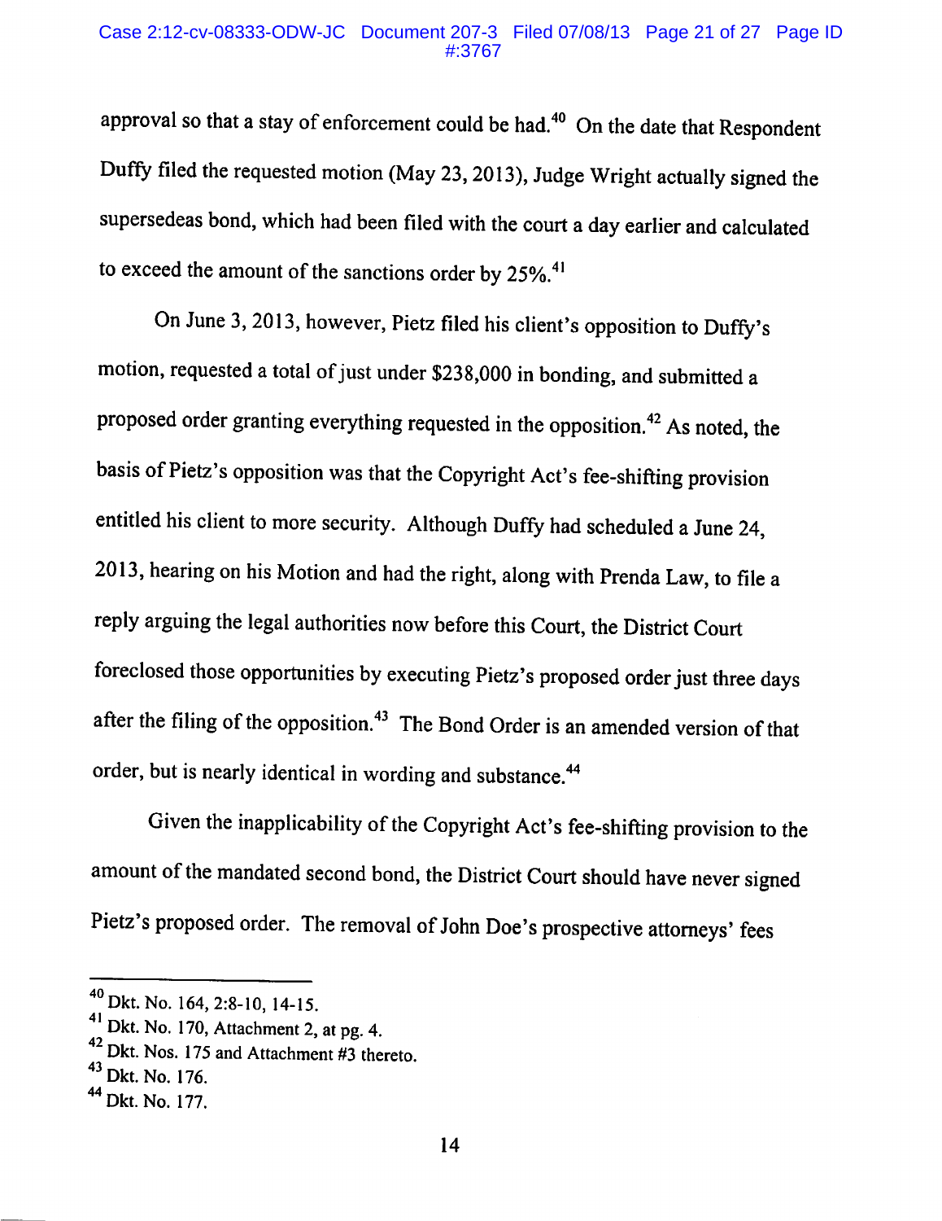approval so that a stay of enforcement could be had.[40] On the date that Respondent Duffy filed the requested motion (May 23, 2013), Judge Wright actually signed the supersedeas bond, which had been filed with the court a day earlier and calculated to exceed the amount of the sanctions order by 25%.[41]

On June 3, 2013, however, Pietz filed his client's opposition to Duffy's motion, requested a total of just under $238,000 in bonding, and submitted a proposed order granting everything requested in the opposition.[42] As noted, the basis of Pietz's opposition was that the Copyright Act's fee-shifting provision entitled his client to more security. Although Duffy had scheduled a June 24, 2013, hearing on his Motion and had the right, along with Prenda Law, to file a reply arguing the legal authorities now before this Court, the District Court foreclosed those opportunities by executing Pietz's proposed order just three days after the filing of the opposition.[43] The Bond Order is an amended version of that order, but is nearly identical in wording and substance.[44]

Given the inapplicability of the Copyright Act's fee-shifting provision to the amount of the mandated second bond, the District Court should have never signed Pietz's proposed order. The removal of John Doe's prospective attorneys' fees

---

[40] Dkt. No. 164, 2:8-10, 14-15.

[41] Dkt. No. 170, Attachment 2, at pg. 4.

[42] Dkt. Nos. 175 and Attachment #3 thereto.

[43] Dkt. No. 176.

[44] Dkt. No. 177.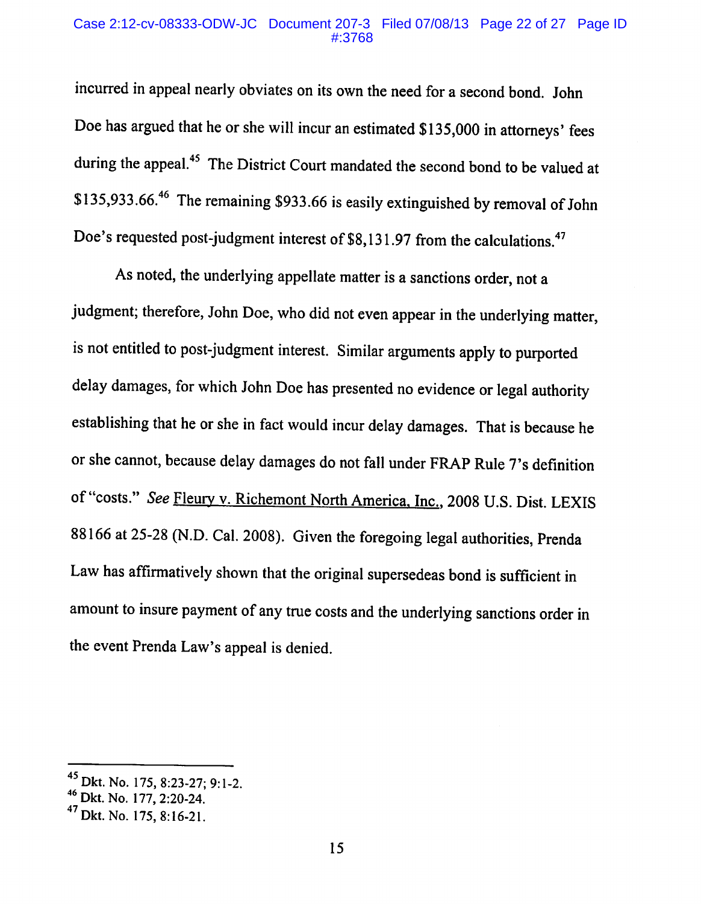incurred in appeal nearly obviates on its own the need for a second bond. John Doe has argued that he or she will incur an estimated $135,000 in attorneys' fees during the appeal.[45] The District Court mandated the second bond to be valued at $135,933.66.[46] The remaining $933.66 is easily extinguished by removal of John Doe's requested post-judgment interest of $8,131.97 from the calculations.[47]

As noted, the underlying appellate matter is a sanctions order, not a judgment; therefore, John Doe, who did not even appear in the underlying matter, is not entitled to post-judgment interest. Similar arguments apply to purported delay damages, for which John Doe has presented no evidence or legal authority establishing that he or she in fact would incur delay damages. That is because he or she cannot, because delay damages do not fall under FRAP Rule 7's definition of "costs." *See* Fleury v. Richemont North America, Inc., 2008 U.S. Dist. LEXIS 88166 at 25-28 (N.D. Cal. 2008). Given the foregoing legal authorities, Prenda Law has affirmatively shown that the original supersedeas bond is sufficient in amount to insure payment of any true costs and the underlying sanctions order in the event Prenda Law's appeal is denied.

---

[45] Dkt. No. 175, 8:23-27; 9:1-2.

[46] Dkt. No. 177, 2:20-24.

[47] Dkt. No. 175, 8:16-21.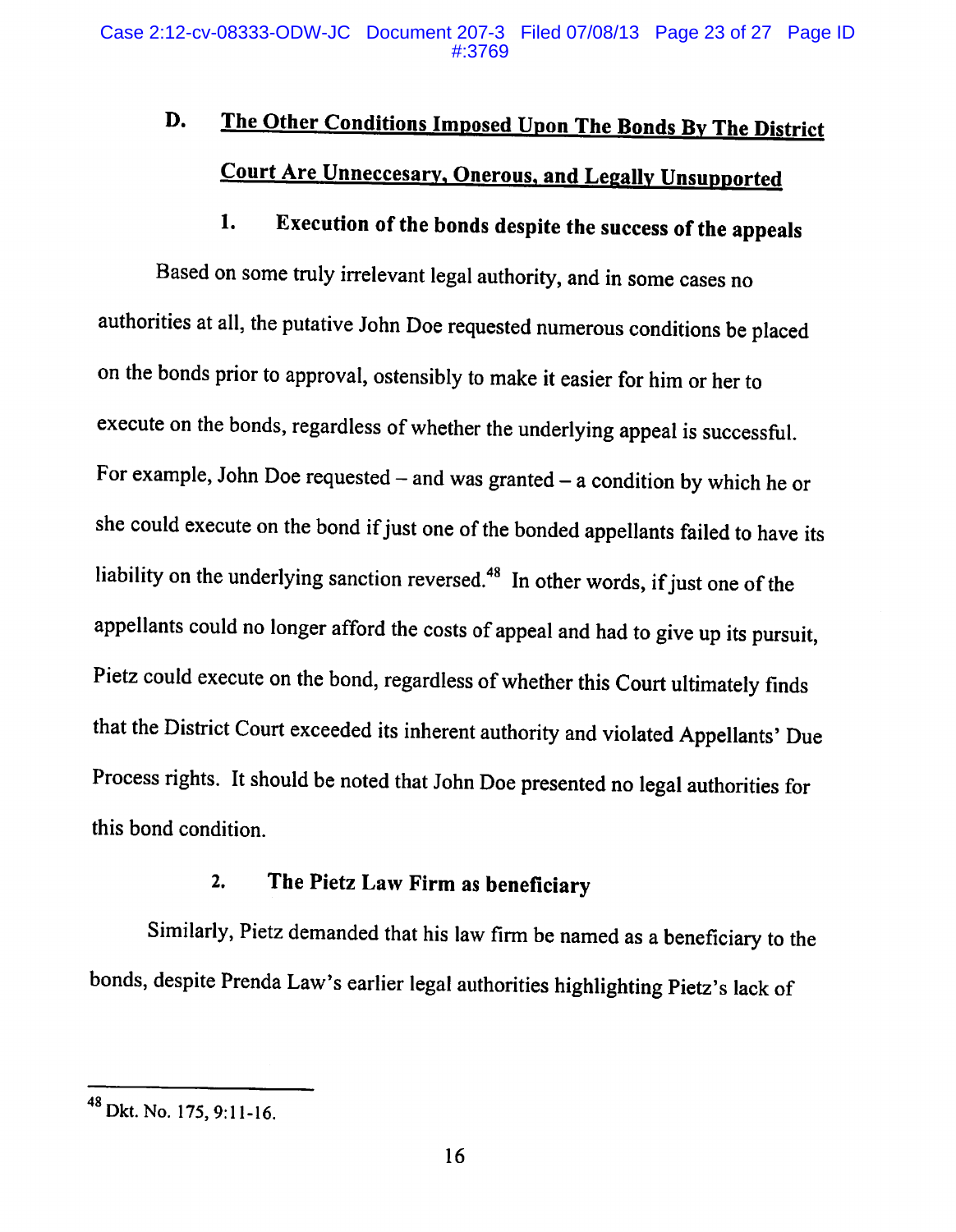## D. <u>The Other Conditions Imposed Upon The Bonds By The District Court Are Unneccesary, Onerous, and Legally Unsupported</u>

### 1. Execution of the bonds despite the success of the appeals

Based on some truly irrelevant legal authority, and in some cases no authorities at all, the putative John Doe requested numerous conditions be placed on the bonds prior to approval, ostensibly to make it easier for him or her to execute on the bonds, regardless of whether the underlying appeal is successful. For example, John Doe requested – and was granted – a condition by which he or she could execute on the bond if just one of the bonded appellants failed to have its liability on the underlying sanction reversed.[48] In other words, if just one of the appellants could no longer afford the costs of appeal and had to give up its pursuit, Pietz could execute on the bond, regardless of whether this Court ultimately finds that the District Court exceeded its inherent authority and violated Appellants' Due Process rights. It should be noted that John Doe presented no legal authorities for this bond condition.

### 2. The Pietz Law Firm as beneficiary

Similarly, Pietz demanded that his law firm be named as a beneficiary to the bonds, despite Prenda Law's earlier legal authorities highlighting Pietz's lack of

---

[48] Dkt. No. 175, 9:11-16.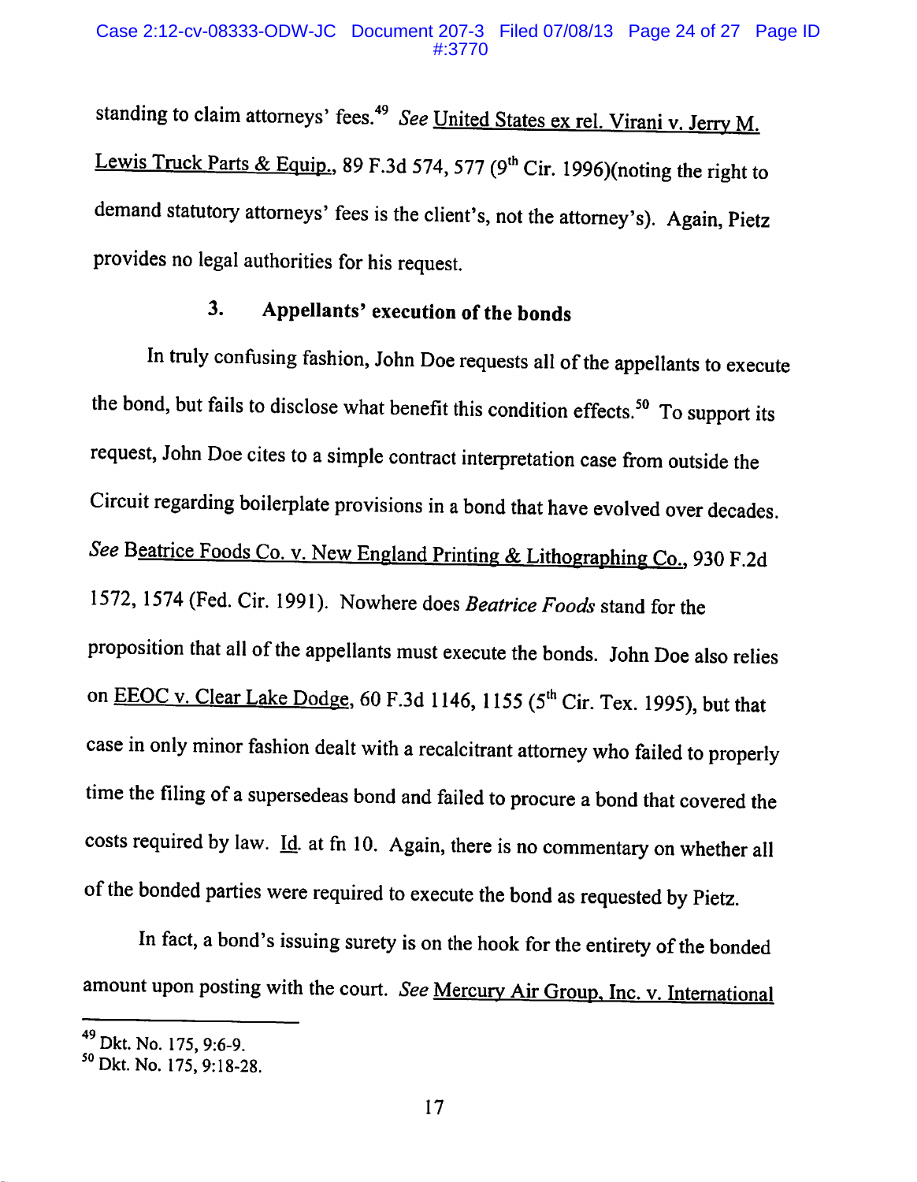standing to claim attorneys' fees.[49] *See* United States ex rel. Virani v. Jerry M. Lewis Truck Parts & Equip., 89 F.3d 574, 577 (9th Cir. 1996)(noting the right to demand statutory attorneys' fees is the client's, not the attorney's). Again, Pietz provides no legal authorities for his request.

### 3. Appellants' execution of the bonds

In truly confusing fashion, John Doe requests all of the appellants to execute the bond, but fails to disclose what benefit this condition effects.[50] To support its request, John Doe cites to a simple contract interpretation case from outside the Circuit regarding boilerplate provisions in a bond that have evolved over decades. *See* Beatrice Foods Co. v. New England Printing & Lithographing Co., 930 F.2d 1572, 1574 (Fed. Cir. 1991). Nowhere does *Beatrice Foods* stand for the proposition that all of the appellants must execute the bonds. John Doe also relies on EEOC v. Clear Lake Dodge, 60 F.3d 1146, 1155 (5th Cir. Tex. 1995), but that case in only minor fashion dealt with a recalcitrant attorney who failed to properly time the filing of a supersedeas bond and failed to procure a bond that covered the costs required by law. Id. at fn 10. Again, there is no commentary on whether all of the bonded parties were required to execute the bond as requested by Pietz.

In fact, a bond's issuing surety is on the hook for the entirety of the bonded amount upon posting with the court. *See* Mercury Air Group, Inc. v. International

---

[49] Dkt. No. 175, 9:6-9.

[50] Dkt. No. 175, 9:18-28.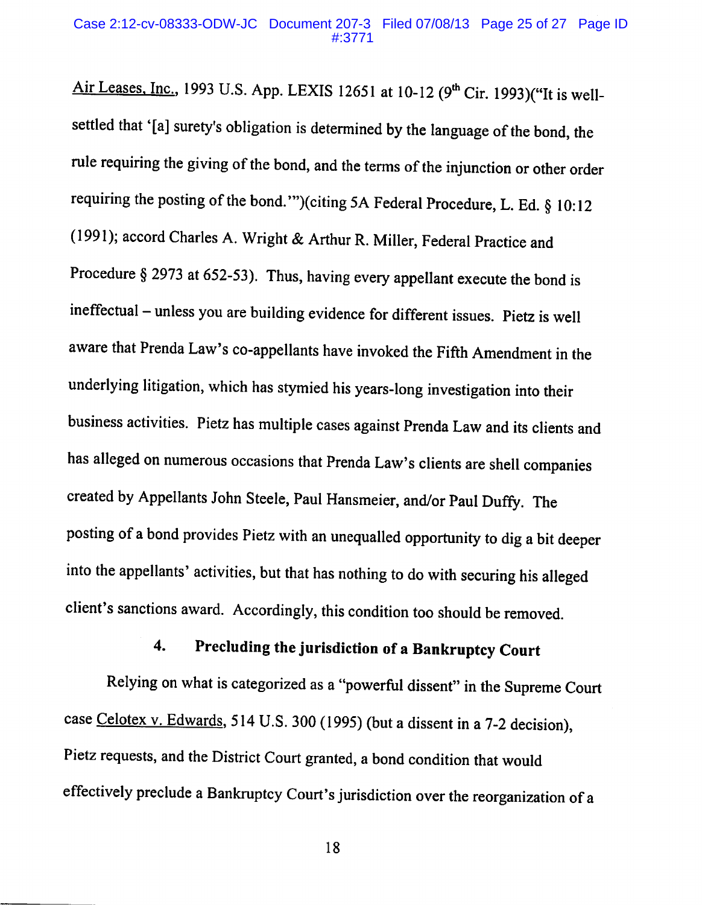Air Leases, Inc., 1993 U.S. App. LEXIS 12651 at 10-12 (9th Cir. 1993)("It is well-settled that '[a] surety's obligation is determined by the language of the bond, the rule requiring the giving of the bond, and the terms of the injunction or other order requiring the posting of the bond.'")(citing 5A Federal Procedure, L. Ed. § 10:12 (1991); accord Charles A. Wright & Arthur R. Miller, Federal Practice and Procedure § 2973 at 652-53). Thus, having every appellant execute the bond is ineffectual – unless you are building evidence for different issues. Pietz is well aware that Prenda Law's co-appellants have invoked the Fifth Amendment in the underlying litigation, which has stymied his years-long investigation into their business activities. Pietz has multiple cases against Prenda Law and its clients and has alleged on numerous occasions that Prenda Law's clients are shell companies created by Appellants John Steele, Paul Hansmeier, and/or Paul Duffy. The posting of a bond provides Pietz with an unequalled opportunity to dig a bit deeper into the appellants' activities, but that has nothing to do with securing his alleged client's sanctions award. Accordingly, this condition too should be removed.

#### 4. **Precluding the jurisdiction of a Bankruptcy Court**

Relying on what is categorized as a "powerful dissent" in the Supreme Court case Celotex v. Edwards, 514 U.S. 300 (1995) (but a dissent in a 7-2 decision), Pietz requests, and the District Court granted, a bond condition that would effectively preclude a Bankruptcy Court's jurisdiction over the reorganization of a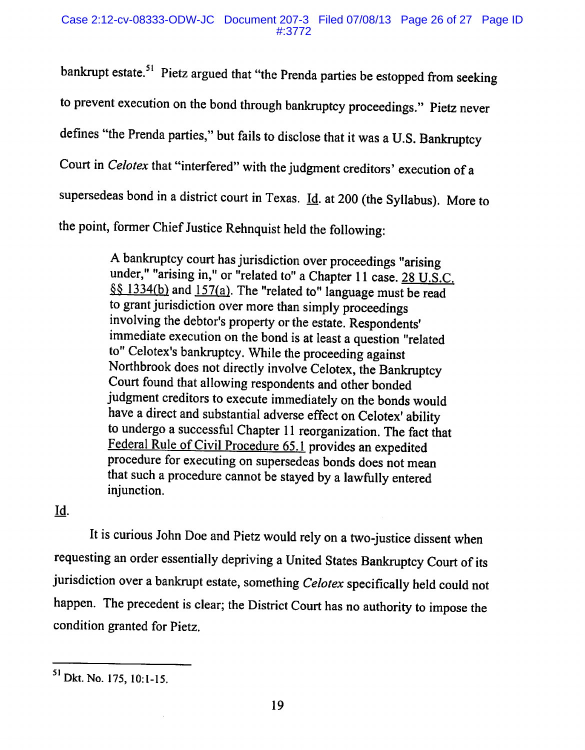bankrupt estate.[51] Pietz argued that "the Prenda parties be estopped from seeking to prevent execution on the bond through bankruptcy proceedings." Pietz never defines "the Prenda parties," but fails to disclose that it was a U.S. Bankruptcy Court in *Celotex* that "interfered" with the judgment creditors' execution of a supersedeas bond in a district court in Texas. Id. at 200 (the Syllabus). More to the point, former Chief Justice Rehnquist held the following:

> A bankruptcy court has jurisdiction over proceedings "arising under," "arising in," or "related to" a Chapter 11 case. 28 U.S.C. §§ 1334(b) and 157(a). The "related to" language must be read to grant jurisdiction over more than simply proceedings involving the debtor's property or the estate. Respondents' immediate execution on the bond is at least a question "related to" Celotex's bankruptcy. While the proceeding against Northbrook does not directly involve Celotex, the Bankruptcy Court found that allowing respondents and other bonded judgment creditors to execute immediately on the bonds would have a direct and substantial adverse effect on Celotex' ability to undergo a successful Chapter 11 reorganization. The fact that Federal Rule of Civil Procedure 65.1 provides an expedited procedure for executing on supersedeas bonds does not mean that such a procedure cannot be stayed by a lawfully entered injunction.

Id.

It is curious John Doe and Pietz would rely on a two-justice dissent when requesting an order essentially depriving a United States Bankruptcy Court of its jurisdiction over a bankrupt estate, something *Celotex* specifically held could not happen. The precedent is clear; the District Court has no authority to impose the condition granted for Pietz.

---

[51] Dkt. No. 175, 10:1-15.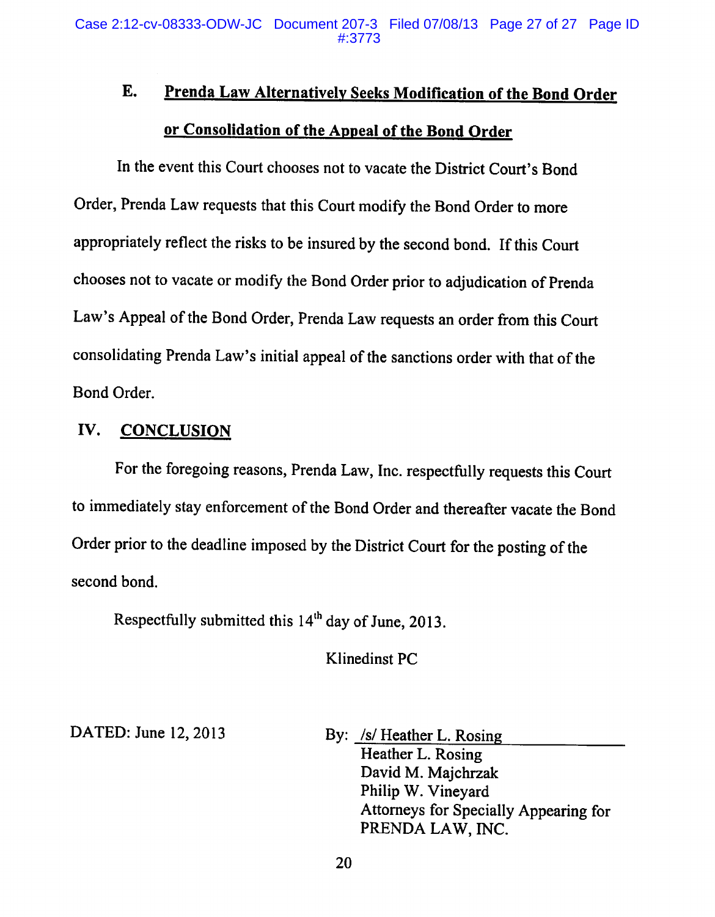### E. <u>Prenda Law Alternatively Seeks Modification of the Bond Order or Consolidation of the Appeal of the Bond Order</u>

In the event this Court chooses not to vacate the District Court's Bond Order, Prenda Law requests that this Court modify the Bond Order to more appropriately reflect the risks to be insured by the second bond. If this Court chooses not to vacate or modify the Bond Order prior to adjudication of Prenda Law's Appeal of the Bond Order, Prenda Law requests an order from this Court consolidating Prenda Law's initial appeal of the sanctions order with that of the Bond Order.

## IV. <u>CONCLUSION</u>

For the foregoing reasons, Prenda Law, Inc. respectfully requests this Court to immediately stay enforcement of the Bond Order and thereafter vacate the Bond Order prior to the deadline imposed by the District Court for the posting of the second bond.

Respectfully submitted this 14th day of June, 2013.

Klinedinst PC

DATED: June 12, 2013

By: /s/ Heather L. Rosing
Heather L. Rosing
David M. Majchrzak
Philip W. Vineyard
Attorneys for Specially Appearing for PRENDA LAW, INC.